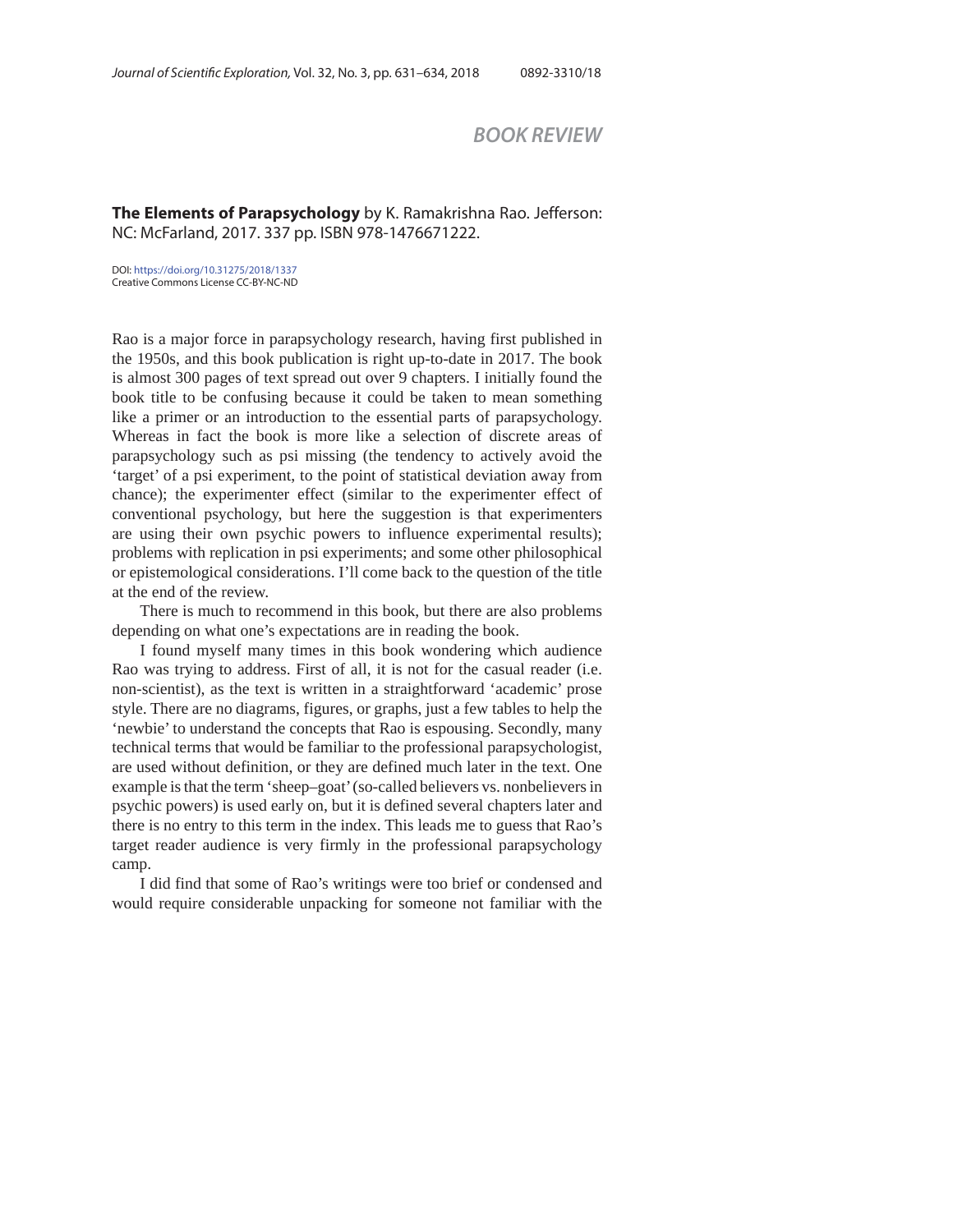## BOOK REVIEW

**The Elements of Parapsychology** by K. Ramakrishna Rao. Jefferson: NC: McFarland, 2017. 337 pp. ISBN 978-1476671222.

DOI: https://doi.org/10.31275/2018/1337
Creative Commons License CC-BY-NC-ND

Rao is a major force in parapsychology research, having first published in the 1950s, and this book publication is right up-to-date in 2017. The book is almost 300 pages of text spread out over 9 chapters. I initially found the book title to be confusing because it could be taken to mean something like a primer or an introduction to the essential parts of parapsychology. Whereas in fact the book is more like a selection of discrete areas of parapsychology such as psi missing (the tendency to actively avoid the 'target' of a psi experiment, to the point of statistical deviation away from chance); the experimenter effect (similar to the experimenter effect of conventional psychology, but here the suggestion is that experimenters are using their own psychic powers to influence experimental results); problems with replication in psi experiments; and some other philosophical or epistemological considerations. I'll come back to the question of the title at the end of the review.

There is much to recommend in this book, but there are also problems depending on what one's expectations are in reading the book.

I found myself many times in this book wondering which audience Rao was trying to address. First of all, it is not for the casual reader (i.e. non-scientist), as the text is written in a straightforward 'academic' prose style. There are no diagrams, figures, or graphs, just a few tables to help the 'newbie' to understand the concepts that Rao is espousing. Secondly, many technical terms that would be familiar to the professional parapsychologist, are used without definition, or they are defined much later in the text. One example is that the term 'sheep–goat' (so-called believers vs. nonbelievers in psychic powers) is used early on, but it is defined several chapters later and there is no entry to this term in the index. This leads me to guess that Rao's target reader audience is very firmly in the professional parapsychology camp.

I did find that some of Rao's writings were too brief or condensed and would require considerable unpacking for someone not familiar with the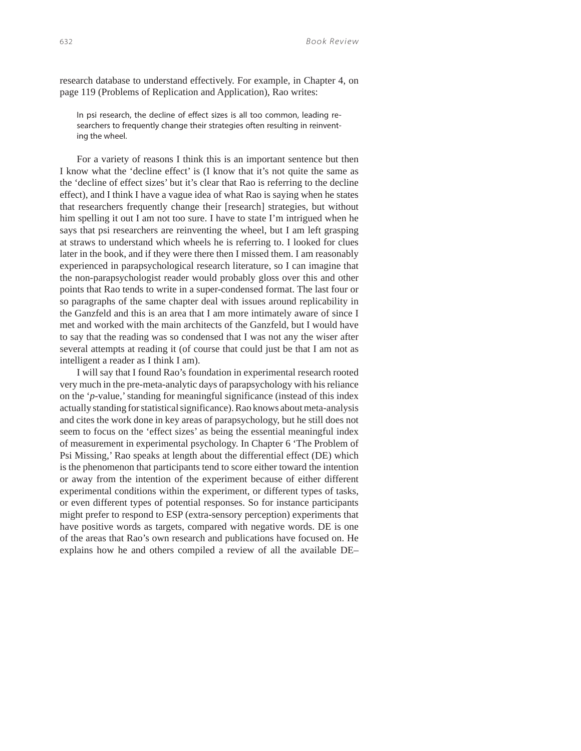research database to understand effectively. For example, in Chapter 4, on page 119 (Problems of Replication and Application), Rao writes:

> In psi research, the decline of effect sizes is all too common, leading researchers to frequently change their strategies often resulting in reinventing the wheel.

For a variety of reasons I think this is an important sentence but then I know what the 'decline effect' is (I know that it's not quite the same as the 'decline of effect sizes' but it's clear that Rao is referring to the decline effect), and I think I have a vague idea of what Rao is saying when he states that researchers frequently change their [research] strategies, but without him spelling it out I am not too sure. I have to state I'm intrigued when he says that psi researchers are reinventing the wheel, but I am left grasping at straws to understand which wheels he is referring to. I looked for clues later in the book, and if they were there then I missed them. I am reasonably experienced in parapsychological research literature, so I can imagine that the non-parapsychologist reader would probably gloss over this and other points that Rao tends to write in a super-condensed format. The last four or so paragraphs of the same chapter deal with issues around replicability in the Ganzfeld and this is an area that I am more intimately aware of since I met and worked with the main architects of the Ganzfeld, but I would have to say that the reading was so condensed that I was not any the wiser after several attempts at reading it (of course that could just be that I am not as intelligent a reader as I think I am).

I will say that I found Rao's foundation in experimental research rooted very much in the pre-meta-analytic days of parapsychology with his reliance on the '*p*-value,' standing for meaningful significance (instead of this index actually standing for statistical significance). Rao knows about meta-analysis and cites the work done in key areas of parapsychology, but he still does not seem to focus on the 'effect sizes' as being the essential meaningful index of measurement in experimental psychology. In Chapter 6 'The Problem of Psi Missing,' Rao speaks at length about the differential effect (DE) which is the phenomenon that participants tend to score either toward the intention or away from the intention of the experiment because of either different experimental conditions within the experiment, or different types of tasks, or even different types of potential responses. So for instance participants might prefer to respond to ESP (extra-sensory perception) experiments that have positive words as targets, compared with negative words. DE is one of the areas that Rao's own research and publications have focused on. He explains how he and others compiled a review of all the available DE–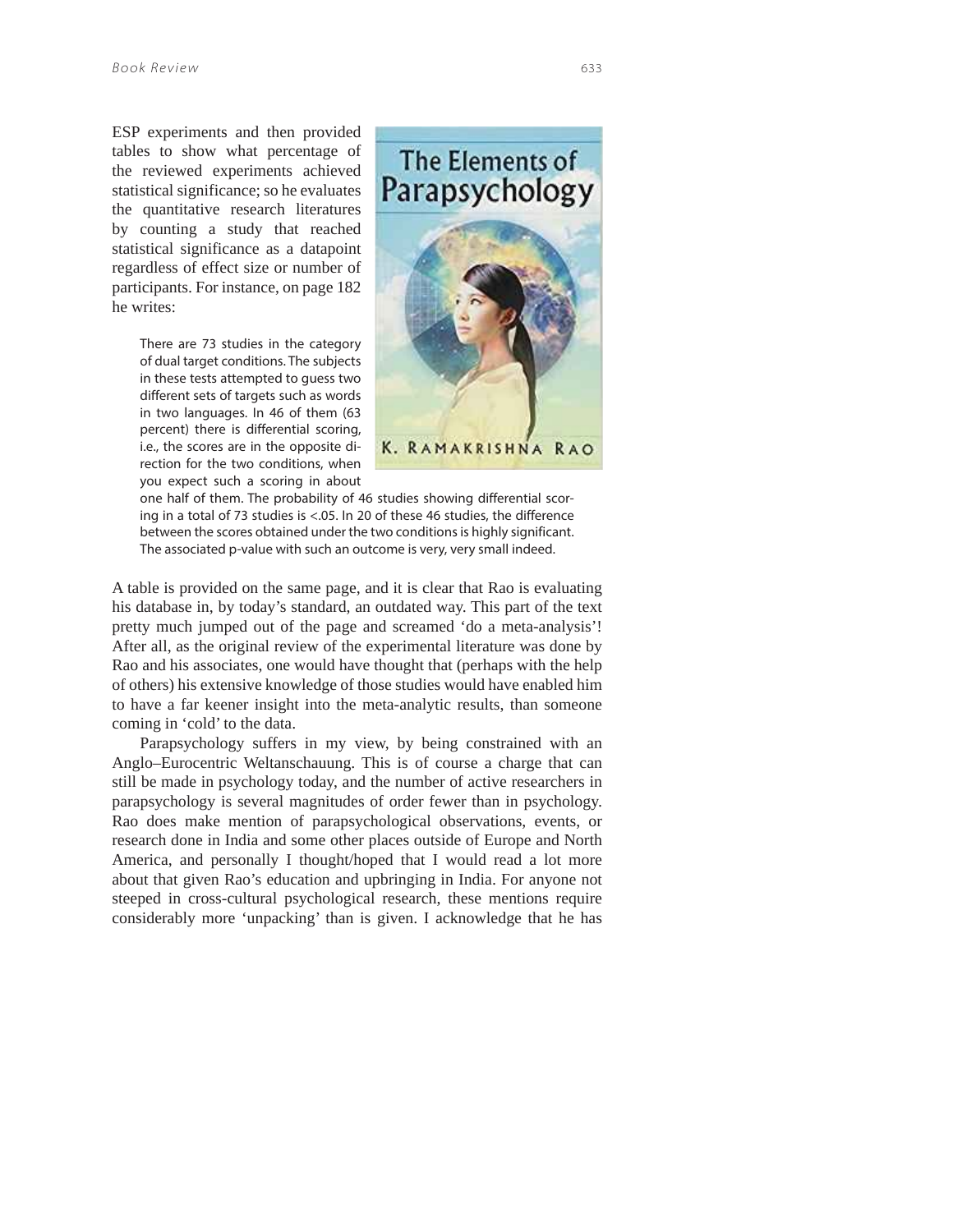ESP experiments and then provided tables to show what percentage of the reviewed experiments achieved statistical significance; so he evaluates the quantitative research literatures by counting a study that reached statistical significance as a datapoint regardless of effect size or number of participants. For instance, on page 182 he writes:

> There are 73 studies in the category of dual target conditions. The subjects in these tests attempted to guess two different sets of targets such as words in two languages. In 46 of them (63 percent) there is differential scoring, i.e., the scores are in the opposite direction for the two conditions, when you expect such a scoring in about one half of them. The probability of 46 studies showing differential scoring in a total of 73 studies is <.05. In 20 of these 46 studies, the difference between the scores obtained under the two conditions is highly significant. The associated p-value with such an outcome is very, very small indeed.

A table is provided on the same page, and it is clear that Rao is evaluating his database in, by today's standard, an outdated way. This part of the text pretty much jumped out of the page and screamed 'do a meta-analysis'! After all, as the original review of the experimental literature was done by Rao and his associates, one would have thought that (perhaps with the help of others) his extensive knowledge of those studies would have enabled him to have a far keener insight into the meta-analytic results, than someone coming in 'cold' to the data.

Parapsychology suffers in my view, by being constrained with an Anglo–Eurocentric Weltanschauung. This is of course a charge that can still be made in psychology today, and the number of active researchers in parapsychology is several magnitudes of order fewer than in psychology. Rao does make mention of parapsychological observations, events, or research done in India and some other places outside of Europe and North America, and personally I thought/hoped that I would read a lot more about that given Rao's education and upbringing in India. For anyone not steeped in cross-cultural psychological research, these mentions require considerably more 'unpacking' than is given. I acknowledge that he has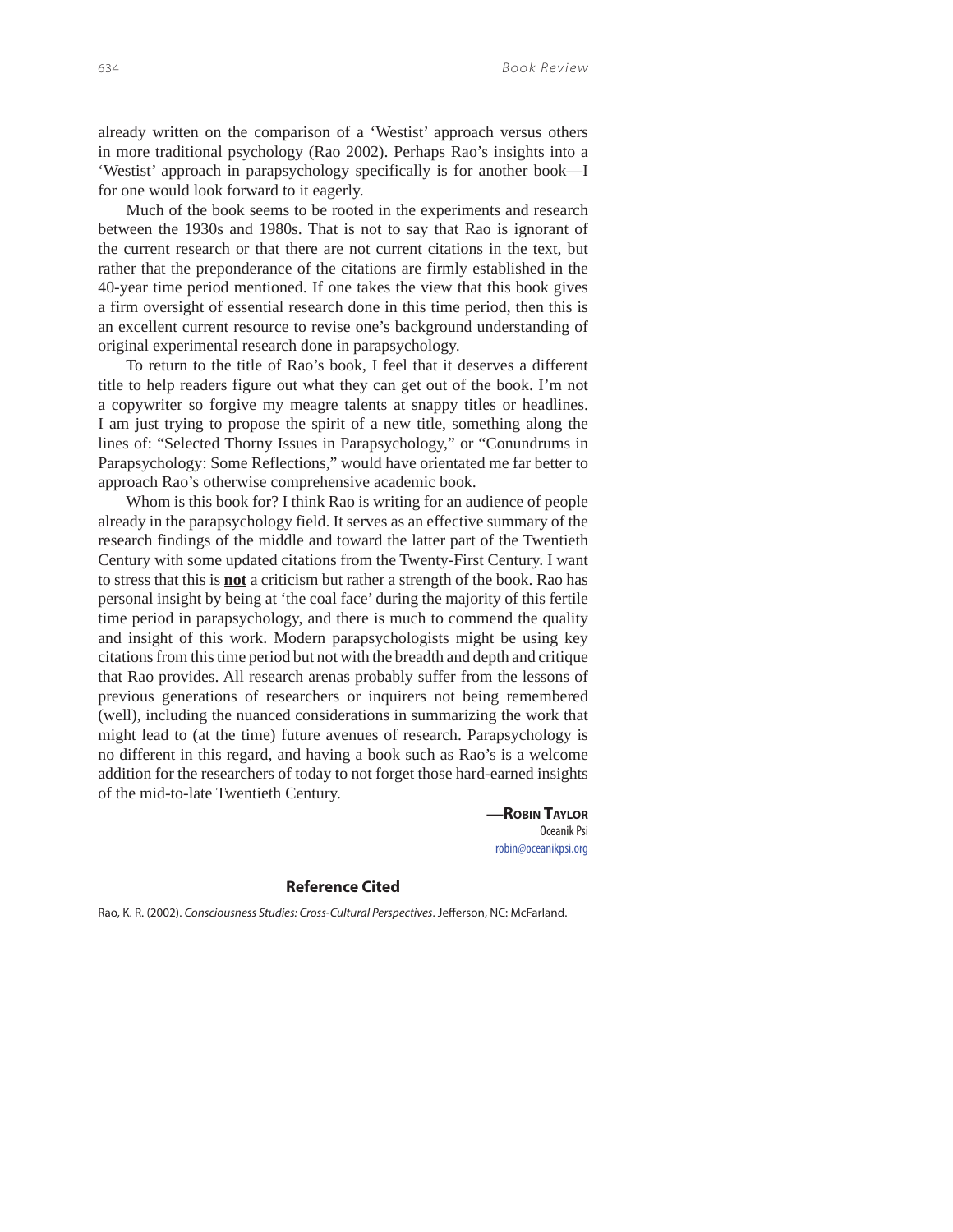already written on the comparison of a 'Westist' approach versus others in more traditional psychology (Rao 2002). Perhaps Rao's insights into a 'Westist' approach in parapsychology specifically is for another book—I for one would look forward to it eagerly.

Much of the book seems to be rooted in the experiments and research between the 1930s and 1980s. That is not to say that Rao is ignorant of the current research or that there are not current citations in the text, but rather that the preponderance of the citations are firmly established in the 40-year time period mentioned. If one takes the view that this book gives a firm oversight of essential research done in this time period, then this is an excellent current resource to revise one's background understanding of original experimental research done in parapsychology.

To return to the title of Rao's book, I feel that it deserves a different title to help readers figure out what they can get out of the book. I'm not a copywriter so forgive my meagre talents at snappy titles or headlines. I am just trying to propose the spirit of a new title, something along the lines of: "Selected Thorny Issues in Parapsychology," or "Conundrums in Parapsychology: Some Reflections," would have orientated me far better to approach Rao's otherwise comprehensive academic book.

Whom is this book for? I think Rao is writing for an audience of people already in the parapsychology field. It serves as an effective summary of the research findings of the middle and toward the latter part of the Twentieth Century with some updated citations from the Twenty-First Century. I want to stress that this is <u>**not**</u> a criticism but rather a strength of the book. Rao has personal insight by being at 'the coal face' during the majority of this fertile time period in parapsychology, and there is much to commend the quality and insight of this work. Modern parapsychologists might be using key citations from this time period but not with the breadth and depth and critique that Rao provides. All research arenas probably suffer from the lessons of previous generations of researchers or inquirers not being remembered (well), including the nuanced considerations in summarizing the work that might lead to (at the time) future avenues of research. Parapsychology is no different in this regard, and having a book such as Rao's is a welcome addition for the researchers of today to not forget those hard-earned insights of the mid-to-late Twentieth Century.

—**Robin Taylor**
Oceanik Psi
robin@oceanikpsi.org

## Reference Cited

Rao, K. R. (2002). *Consciousness Studies: Cross-Cultural Perspectives*. Jefferson, NC: McFarland.